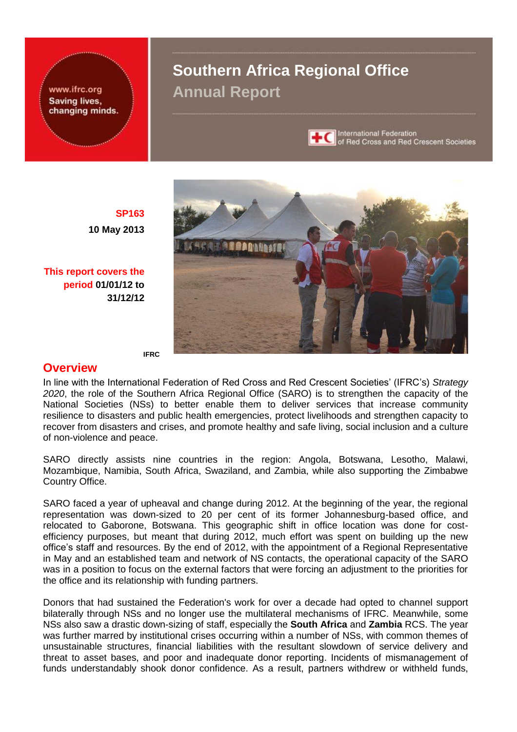www.ifrc.org
Saving lives, changing minds.

# Southern Africa Regional Office

## Annual Report

International Federation of Red Cross and Red Crescent Societies

**SP163**

**10 May 2013**

**This report covers the period 01/01/12 to 31/12/12**

IFRC

## Overview

In line with the International Federation of Red Cross and Red Crescent Societies' (IFRC's) *Strategy 2020*, the role of the Southern Africa Regional Office (SARO) is to strengthen the capacity of the National Societies (NSs) to better enable them to deliver services that increase community resilience to disasters and public health emergencies, protect livelihoods and strengthen capacity to recover from disasters and crises, and promote healthy and safe living, social inclusion and a culture of non-violence and peace.

SARO directly assists nine countries in the region: Angola, Botswana, Lesotho, Malawi, Mozambique, Namibia, South Africa, Swaziland, and Zambia, while also supporting the Zimbabwe Country Office.

SARO faced a year of upheaval and change during 2012. At the beginning of the year, the regional representation was down-sized to 20 per cent of its former Johannesburg-based office, and relocated to Gaborone, Botswana. This geographic shift in office location was done for cost-efficiency purposes, but meant that during 2012, much effort was spent on building up the new office's staff and resources. By the end of 2012, with the appointment of a Regional Representative in May and an established team and network of NS contacts, the operational capacity of the SARO was in a position to focus on the external factors that were forcing an adjustment to the priorities for the office and its relationship with funding partners.

Donors that had sustained the Federation's work for over a decade had opted to channel support bilaterally through NSs and no longer use the multilateral mechanisms of IFRC. Meanwhile, some NSs also saw a drastic down-sizing of staff, especially the **South Africa** and **Zambia** RCS. The year was further marred by institutional crises occurring within a number of NSs, with common themes of unsustainable structures, financial liabilities with the resultant slowdown of service delivery and threat to asset bases, and poor and inadequate donor reporting. Incidents of mismanagement of funds understandably shook donor confidence. As a result, partners withdrew or withheld funds,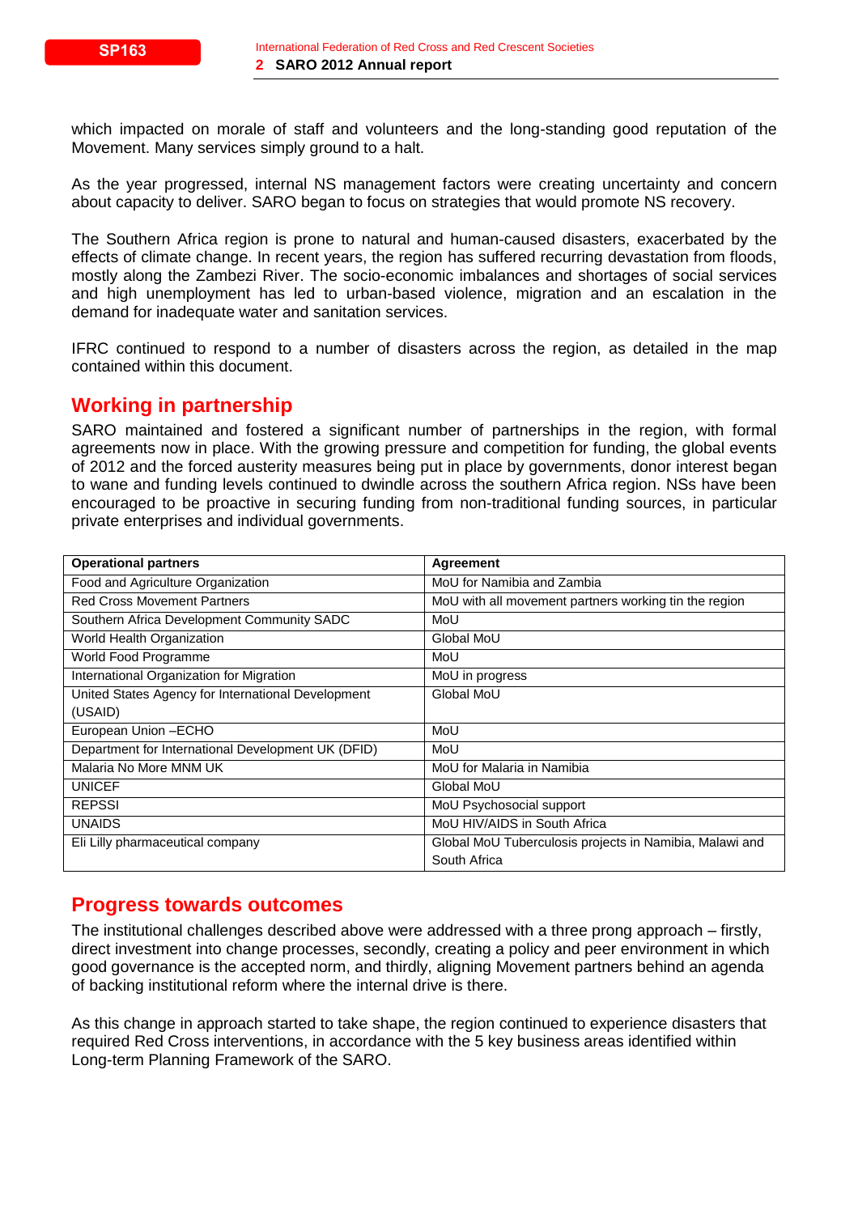which impacted on morale of staff and volunteers and the long-standing good reputation of the Movement. Many services simply ground to a halt.

As the year progressed, internal NS management factors were creating uncertainty and concern about capacity to deliver. SARO began to focus on strategies that would promote NS recovery.

The Southern Africa region is prone to natural and human-caused disasters, exacerbated by the effects of climate change. In recent years, the region has suffered recurring devastation from floods, mostly along the Zambezi River. The socio-economic imbalances and shortages of social services and high unemployment has led to urban-based violence, migration and an escalation in the demand for inadequate water and sanitation services.

IFRC continued to respond to a number of disasters across the region, as detailed in the map contained within this document.

## Working in partnership

SARO maintained and fostered a significant number of partnerships in the region, with formal agreements now in place. With the growing pressure and competition for funding, the global events of 2012 and the forced austerity measures being put in place by governments, donor interest began to wane and funding levels continued to dwindle across the southern Africa region. NSs have been encouraged to be proactive in securing funding from non-traditional funding sources, in particular private enterprises and individual governments.

| Operational partners | Agreement |
|---|---|
| Food and Agriculture Organization | MoU for Namibia and Zambia |
| Red Cross Movement Partners | MoU with all movement partners working tin the region |
| Southern Africa Development Community SADC | MoU |
| World Health Organization | Global MoU |
| World Food Programme | MoU |
| International Organization for Migration | MoU in progress |
| United States Agency for International Development (USAID) | Global MoU |
| European Union –ECHO | MoU |
| Department for International Development UK (DFID) | MoU |
| Malaria No More MNM UK | MoU for Malaria in Namibia |
| UNICEF | Global MoU |
| REPSSI | MoU Psychosocial support |
| UNAIDS | MoU HIV/AIDS in South Africa |
| Eli Lilly pharmaceutical company | Global MoU Tuberculosis projects in Namibia, Malawi and South Africa |

## Progress towards outcomes

The institutional challenges described above were addressed with a three prong approach – firstly, direct investment into change processes, secondly, creating a policy and peer environment in which good governance is the accepted norm, and thirdly, aligning Movement partners behind an agenda of backing institutional reform where the internal drive is there.

As this change in approach started to take shape, the region continued to experience disasters that required Red Cross interventions, in accordance with the 5 key business areas identified within Long-term Planning Framework of the SARO.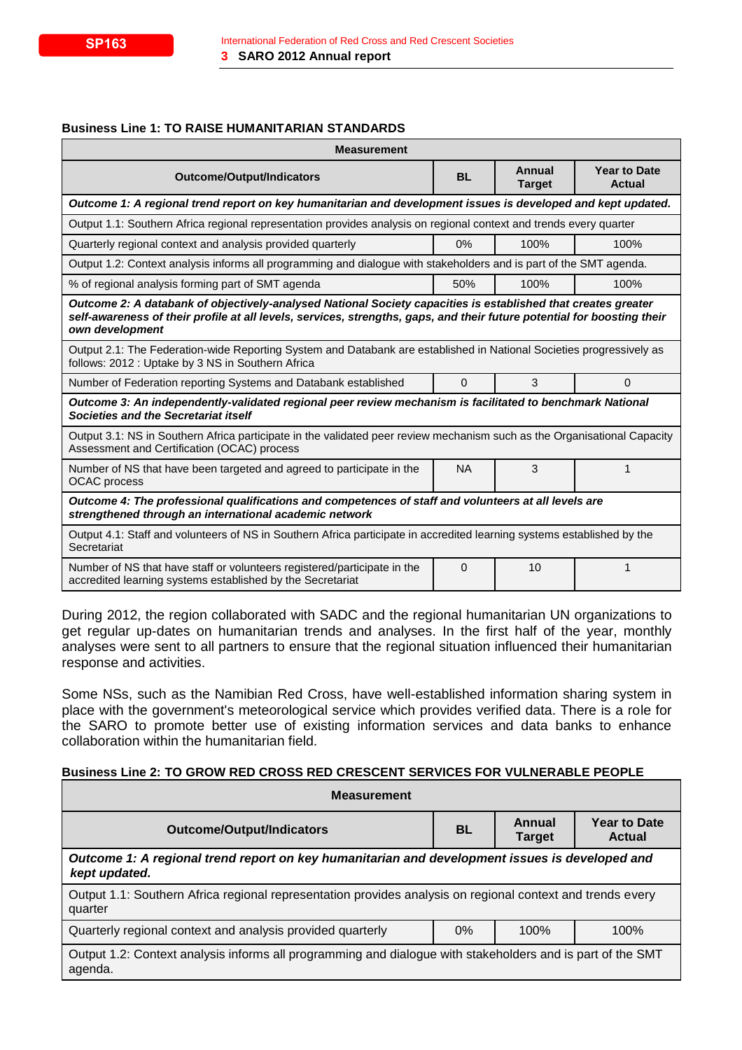**Business Line 1: TO RAISE HUMANITARIAN STANDARDS**

| Measurement | | | |
|---|---|---|---|
| **Outcome/Output/Indicators** | **BL** | **Annual Target** | **Year to Date Actual** |
| ***Outcome 1: A regional trend report on key humanitarian and development issues is developed and kept updated.*** | | | |
| Output 1.1: Southern Africa regional representation provides analysis on regional context and trends every quarter | | | |
| Quarterly regional context and analysis provided quarterly | 0% | 100% | 100% |
| Output 1.2: Context analysis informs all programming and dialogue with stakeholders and is part of the SMT agenda. | | | |
| % of regional analysis forming part of SMT agenda | 50% | 100% | 100% |
| ***Outcome 2: A databank of objectively-analysed National Society capacities is established that creates greater self-awareness of their profile at all levels, services, strengths, gaps, and their future potential for boosting their own development*** | | | |
| Output 2.1: The Federation-wide Reporting System and Databank are established in National Societies progressively as follows: 2012 : Uptake by 3 NS in Southern Africa | | | |
| Number of Federation reporting Systems and Databank established | 0 | 3 | 0 |
| ***Outcome 3: An independently-validated regional peer review mechanism is facilitated to benchmark National Societies and the Secretariat itself*** | | | |
| Output 3.1: NS in Southern Africa participate in the validated peer review mechanism such as the Organisational Capacity Assessment and Certification (OCAC) process | | | |
| Number of NS that have been targeted and agreed to participate in the OCAC process | NA | 3 | 1 |
| ***Outcome 4: The professional qualifications and competences of staff and volunteers at all levels are strengthened through an international academic network*** | | | |
| Output 4.1: Staff and volunteers of NS in Southern Africa participate in accredited learning systems established by the Secretariat | | | |
| Number of NS that have staff or volunteers registered/participate in the accredited learning systems established by the Secretariat | 0 | 10 | 1 |

During 2012, the region collaborated with SADC and the regional humanitarian UN organizations to get regular up-dates on humanitarian trends and analyses. In the first half of the year, monthly analyses were sent to all partners to ensure that the regional situation influenced their humanitarian response and activities.

Some NSs, such as the Namibian Red Cross, have well-established information sharing system in place with the government's meteorological service which provides verified data. There is a role for the SARO to promote better use of existing information services and data banks to enhance collaboration within the humanitarian field.

**Business Line 2: TO GROW RED CROSS RED CRESCENT SERVICES FOR VULNERABLE PEOPLE**

| Measurement | | | |
|---|---|---|---|
| **Outcome/Output/Indicators** | **BL** | **Annual Target** | **Year to Date Actual** |
| ***Outcome 1: A regional trend report on key humanitarian and development issues is developed and kept updated.*** | | | |
| Output 1.1: Southern Africa regional representation provides analysis on regional context and trends every quarter | | | |
| Quarterly regional context and analysis provided quarterly | 0% | 100% | 100% |
| Output 1.2: Context analysis informs all programming and dialogue with stakeholders and is part of the SMT agenda. | | | |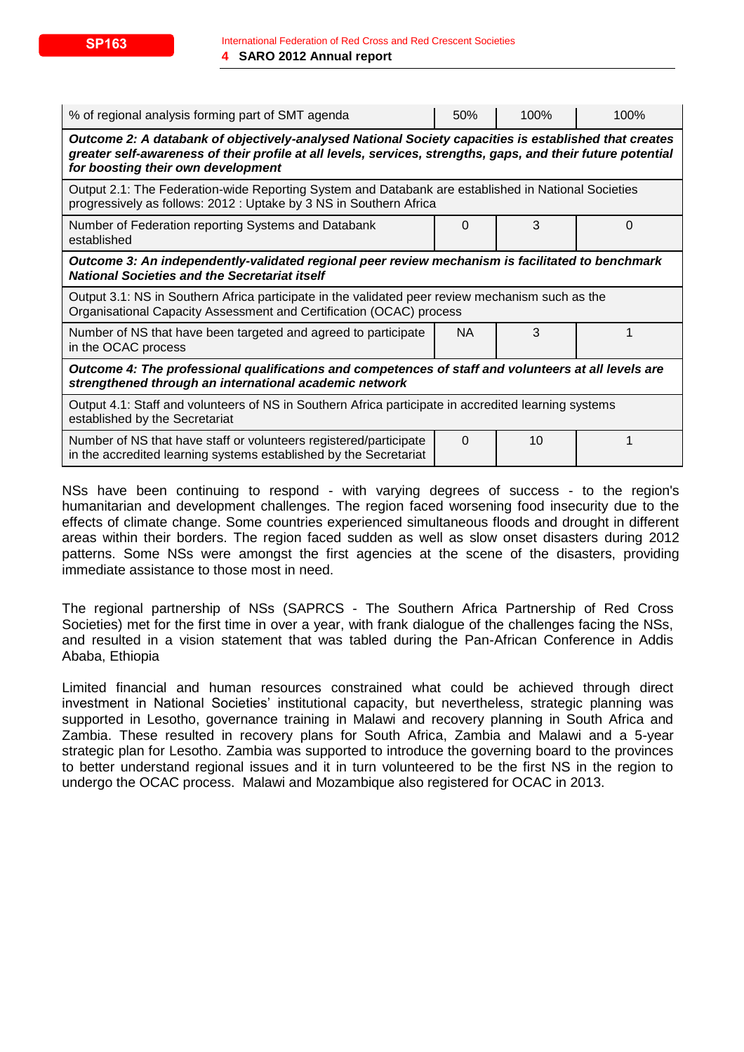| % of regional analysis forming part of SMT agenda | 50% | 100% | 100% |
|---|---|---|---|
| ***Outcome 2: A databank of objectively-analysed National Society capacities is established that creates greater self-awareness of their profile at all levels, services, strengths, gaps, and their future potential for boosting their own development*** | | | |
| Output 2.1: The Federation-wide Reporting System and Databank are established in National Societies progressively as follows: 2012 : Uptake by 3 NS in Southern Africa | | | |
| Number of Federation reporting Systems and Databank established | 0 | 3 | 0 |
| ***Outcome 3: An independently-validated regional peer review mechanism is facilitated to benchmark National Societies and the Secretariat itself*** | | | |
| Output 3.1: NS in Southern Africa participate in the validated peer review mechanism such as the Organisational Capacity Assessment and Certification (OCAC) process | | | |
| Number of NS that have been targeted and agreed to participate in the OCAC process | NA | 3 | 1 |
| ***Outcome 4: The professional qualifications and competences of staff and volunteers at all levels are strengthened through an international academic network*** | | | |
| Output 4.1: Staff and volunteers of NS in Southern Africa participate in accredited learning systems established by the Secretariat | | | |
| Number of NS that have staff or volunteers registered/participate in the accredited learning systems established by the Secretariat | 0 | 10 | 1 |

NSs have been continuing to respond - with varying degrees of success - to the region's humanitarian and development challenges. The region faced worsening food insecurity due to the effects of climate change. Some countries experienced simultaneous floods and drought in different areas within their borders. The region faced sudden as well as slow onset disasters during 2012 patterns. Some NSs were amongst the first agencies at the scene of the disasters, providing immediate assistance to those most in need.

The regional partnership of NSs (SAPRCS - The Southern Africa Partnership of Red Cross Societies) met for the first time in over a year, with frank dialogue of the challenges facing the NSs, and resulted in a vision statement that was tabled during the Pan-African Conference in Addis Ababa, Ethiopia

Limited financial and human resources constrained what could be achieved through direct investment in National Societies' institutional capacity, but nevertheless, strategic planning was supported in Lesotho, governance training in Malawi and recovery planning in South Africa and Zambia. These resulted in recovery plans for South Africa, Zambia and Malawi and a 5-year strategic plan for Lesotho. Zambia was supported to introduce the governing board to the provinces to better understand regional issues and it in turn volunteered to be the first NS in the region to undergo the OCAC process. Malawi and Mozambique also registered for OCAC in 2013.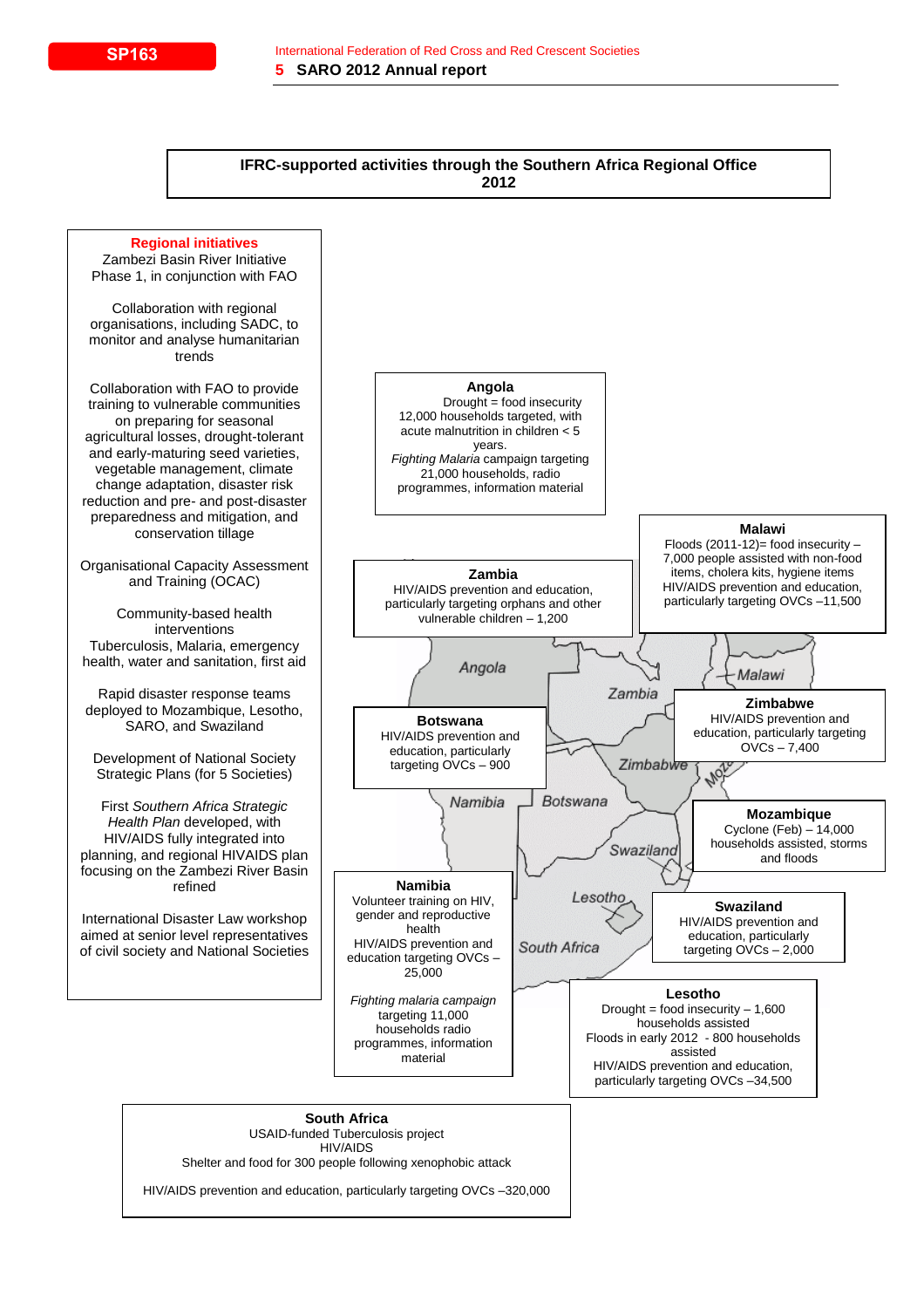## IFRC-supported activities through the Southern Africa Regional Office 2012

**Regional initiatives**

Zambezi Basin River Initiative Phase 1, in conjunction with FAO

Collaboration with regional organisations, including SADC, to monitor and analyse humanitarian trends

Collaboration with FAO to provide training to vulnerable communities on preparing for seasonal agricultural losses, drought-tolerant and early-maturing seed varieties, vegetable management, climate change adaptation, disaster risk reduction and pre- and post-disaster preparedness and mitigation, and conservation tillage

Organisational Capacity Assessment and Training (OCAC)

Community-based health interventions
Tuberculosis, Malaria, emergency health, water and sanitation, first aid

Rapid disaster response teams deployed to Mozambique, Lesotho, SARO, and Swaziland

Development of National Society Strategic Plans (for 5 Societies)

First *Southern Africa Strategic Health Plan* developed, with HIV/AIDS fully integrated into planning, and regional HIVAIDS plan focusing on the Zambezi River Basin refined

International Disaster Law workshop aimed at senior level representatives of civil society and National Societies

**Angola**
Drought = food insecurity
12,000 households targeted, with acute malnutrition in children < 5 years.
*Fighting Malaria* campaign targeting 21,000 households, radio programmes, information material

**Malawi**
Floods (2011-12)= food insecurity – 7,000 people assisted with non-food items, cholera kits, hygiene items
HIV/AIDS prevention and education, particularly targeting OVCs –11,500

**Zambia**
HIV/AIDS prevention and education, particularly targeting orphans and other vulnerable children – 1,200

**Botswana**
HIV/AIDS prevention and education, particularly targeting OVCs – 900

**Zimbabwe**
HIV/AIDS prevention and education, particularly targeting OVCs – 7,400

**Mozambique**
Cyclone (Feb) – 14,000 households assisted, storms and floods

**Namibia**
Volunteer training on HIV, gender and reproductive health
HIV/AIDS prevention and education targeting OVCs – 25,000

*Fighting malaria campaign* targeting 11,000 households radio programmes, information material

**Swaziland**
HIV/AIDS prevention and education, particularly targeting OVCs – 2,000

**Lesotho**
Drought = food insecurity – 1,600 households assisted
Floods in early 2012 - 800 households assisted
HIV/AIDS prevention and education, particularly targeting OVCs –34,500

**South Africa**
USAID-funded Tuberculosis project
HIV/AIDS
Shelter and food for 300 people following xenophobic attack

HIV/AIDS prevention and education, particularly targeting OVCs –320,000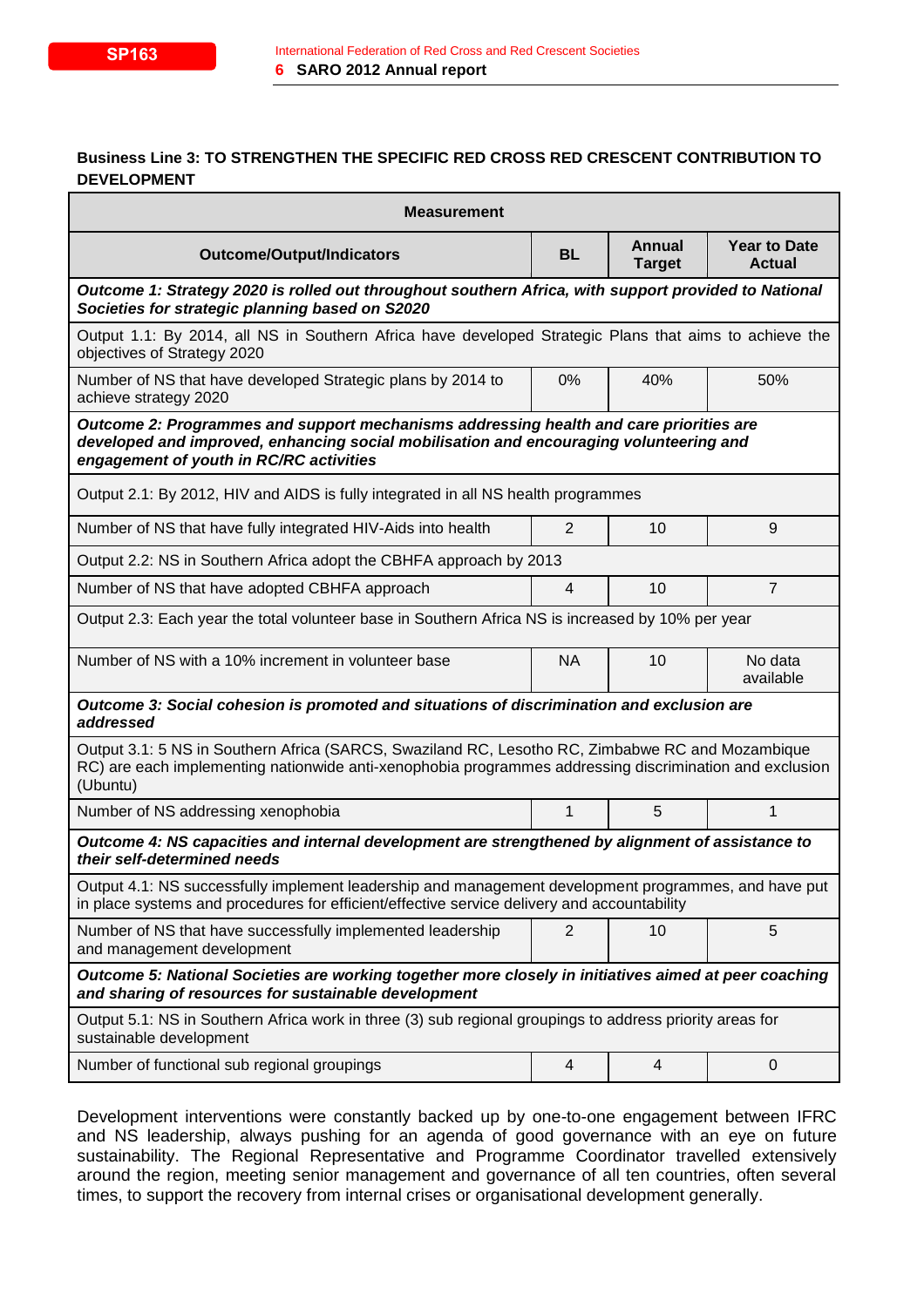**Business Line 3: TO STRENGTHEN THE SPECIFIC RED CROSS RED CRESCENT CONTRIBUTION TO DEVELOPMENT**

| Measurement | | | |
|---|---|---|---|
| **Outcome/Output/Indicators** | **BL** | **Annual Target** | **Year to Date Actual** |
| ***Outcome 1: Strategy 2020 is rolled out throughout southern Africa, with support provided to National Societies for strategic planning based on S2020*** | | | |
| Output 1.1: By 2014, all NS in Southern Africa have developed Strategic Plans that aims to achieve the objectives of Strategy 2020 | | | |
| Number of NS that have developed Strategic plans by 2014 to achieve strategy 2020 | 0% | 40% | 50% |
| ***Outcome 2: Programmes and support mechanisms addressing health and care priorities are developed and improved, enhancing social mobilisation and encouraging volunteering and engagement of youth in RC/RC activities*** | | | |
| Output 2.1: By 2012, HIV and AIDS is fully integrated in all NS health programmes | | | |
| Number of NS that have fully integrated HIV-Aids into health | 2 | 10 | 9 |
| Output 2.2: NS in Southern Africa adopt the CBHFA approach by 2013 | | | |
| Number of NS that have adopted CBHFA approach | 4 | 10 | 7 |
| Output 2.3: Each year the total volunteer base in Southern Africa NS is increased by 10% per year | | | |
| Number of NS with a 10% increment in volunteer base | NA | 10 | No data available |
| ***Outcome 3: Social cohesion is promoted and situations of discrimination and exclusion are addressed*** | | | |
| Output 3.1: 5 NS in Southern Africa (SARCS, Swaziland RC, Lesotho RC, Zimbabwe RC and Mozambique RC) are each implementing nationwide anti-xenophobia programmes addressing discrimination and exclusion (Ubuntu) | | | |
| Number of NS addressing xenophobia | 1 | 5 | 1 |
| ***Outcome 4: NS capacities and internal development are strengthened by alignment of assistance to their self-determined needs*** | | | |
| Output 4.1: NS successfully implement leadership and management development programmes, and have put in place systems and procedures for efficient/effective service delivery and accountability | | | |
| Number of NS that have successfully implemented leadership and management development | 2 | 10 | 5 |
| ***Outcome 5: National Societies are working together more closely in initiatives aimed at peer coaching and sharing of resources for sustainable development*** | | | |
| Output 5.1: NS in Southern Africa work in three (3) sub regional groupings to address priority areas for sustainable development | | | |
| Number of functional sub regional groupings | 4 | 4 | 0 |

Development interventions were constantly backed up by one-to-one engagement between IFRC and NS leadership, always pushing for an agenda of good governance with an eye on future sustainability. The Regional Representative and Programme Coordinator travelled extensively around the region, meeting senior management and governance of all ten countries, often several times, to support the recovery from internal crises or organisational development generally.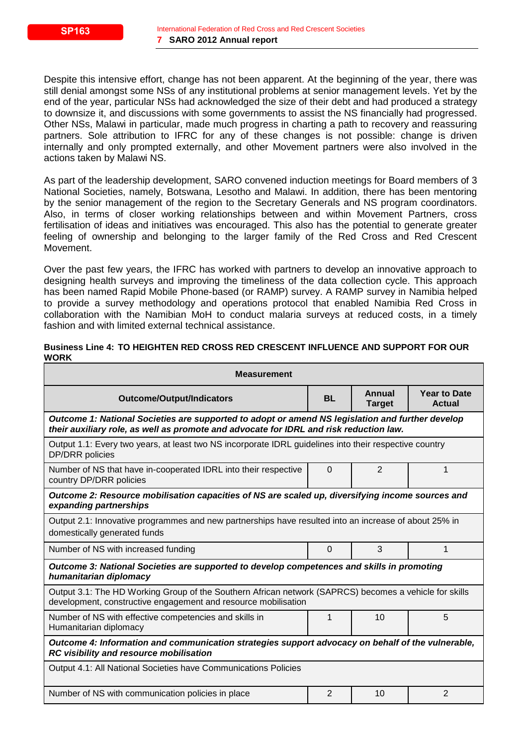Despite this intensive effort, change has not been apparent. At the beginning of the year, there was still denial amongst some NSs of any institutional problems at senior management levels. Yet by the end of the year, particular NSs had acknowledged the size of their debt and had produced a strategy to downsize it, and discussions with some governments to assist the NS financially had progressed. Other NSs, Malawi in particular, made much progress in charting a path to recovery and reassuring partners. Sole attribution to IFRC for any of these changes is not possible: change is driven internally and only prompted externally, and other Movement partners were also involved in the actions taken by Malawi NS.

As part of the leadership development, SARO convened induction meetings for Board members of 3 National Societies, namely, Botswana, Lesotho and Malawi. In addition, there has been mentoring by the senior management of the region to the Secretary Generals and NS program coordinators. Also, in terms of closer working relationships between and within Movement Partners, cross fertilisation of ideas and initiatives was encouraged. This also has the potential to generate greater feeling of ownership and belonging to the larger family of the Red Cross and Red Crescent Movement.

Over the past few years, the IFRC has worked with partners to develop an innovative approach to designing health surveys and improving the timeliness of the data collection cycle. This approach has been named Rapid Mobile Phone-based (or RAMP) survey. A RAMP survey in Namibia helped to provide a survey methodology and operations protocol that enabled Namibia Red Cross in collaboration with the Namibian MoH to conduct malaria surveys at reduced costs, in a timely fashion and with limited external technical assistance.

**Business Line 4: TO HEIGHTEN RED CROSS RED CRESCENT INFLUENCE AND SUPPORT FOR OUR WORK**

| Measurement | | | |
|---|---|---|---|
| **Outcome/Output/Indicators** | **BL** | **Annual Target** | **Year to Date Actual** |
| ***Outcome 1: National Societies are supported to adopt or amend NS legislation and further develop their auxiliary role, as well as promote and advocate for IDRL and risk reduction law.*** | | | |
| Output 1.1: Every two years, at least two NS incorporate IDRL guidelines into their respective country DP/DRR policies | | | |
| Number of NS that have in-cooperated IDRL into their respective country DP/DRR policies | 0 | 2 | 1 |
| ***Outcome 2: Resource mobilisation capacities of NS are scaled up, diversifying income sources and expanding partnerships*** | | | |
| Output 2.1: Innovative programmes and new partnerships have resulted into an increase of about 25% in domestically generated funds | | | |
| Number of NS with increased funding | 0 | 3 | 1 |
| ***Outcome 3: National Societies are supported to develop competences and skills in promoting humanitarian diplomacy*** | | | |
| Output 3.1: The HD Working Group of the Southern African network (SAPRCS) becomes a vehicle for skills development, constructive engagement and resource mobilisation | | | |
| Number of NS with effective competencies and skills in Humanitarian diplomacy | 1 | 10 | 5 |
| ***Outcome 4: Information and communication strategies support advocacy on behalf of the vulnerable, RC visibility and resource mobilisation*** | | | |
| Output 4.1: All National Societies have Communications Policies | | | |
| Number of NS with communication policies in place | 2 | 10 | 2 |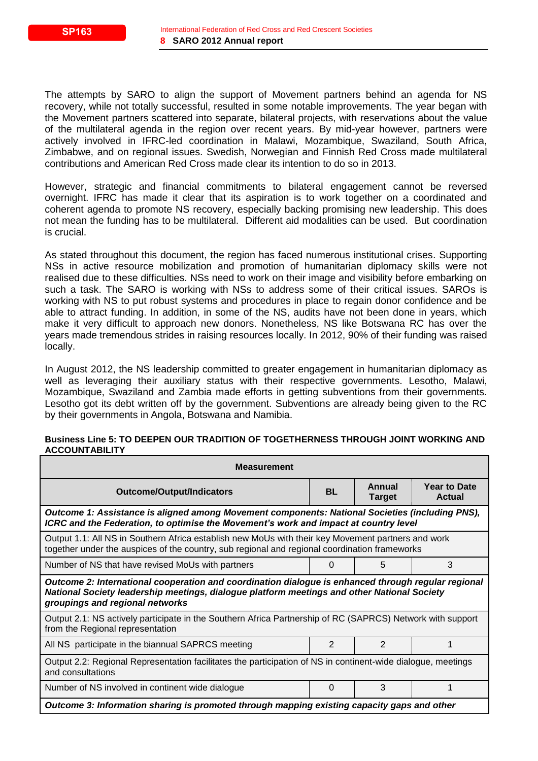The attempts by SARO to align the support of Movement partners behind an agenda for NS recovery, while not totally successful, resulted in some notable improvements. The year began with the Movement partners scattered into separate, bilateral projects, with reservations about the value of the multilateral agenda in the region over recent years. By mid-year however, partners were actively involved in IFRC-led coordination in Malawi, Mozambique, Swaziland, South Africa, Zimbabwe, and on regional issues. Swedish, Norwegian and Finnish Red Cross made multilateral contributions and American Red Cross made clear its intention to do so in 2013.

However, strategic and financial commitments to bilateral engagement cannot be reversed overnight. IFRC has made it clear that its aspiration is to work together on a coordinated and coherent agenda to promote NS recovery, especially backing promising new leadership. This does not mean the funding has to be multilateral. Different aid modalities can be used. But coordination is crucial.

As stated throughout this document, the region has faced numerous institutional crises. Supporting NSs in active resource mobilization and promotion of humanitarian diplomacy skills were not realised due to these difficulties. NSs need to work on their image and visibility before embarking on such a task. The SARO is working with NSs to address some of their critical issues. SAROs is working with NS to put robust systems and procedures in place to regain donor confidence and be able to attract funding. In addition, in some of the NS, audits have not been done in years, which make it very difficult to approach new donors. Nonetheless, NS like Botswana RC has over the years made tremendous strides in raising resources locally. In 2012, 90% of their funding was raised locally.

In August 2012, the NS leadership committed to greater engagement in humanitarian diplomacy as well as leveraging their auxiliary status with their respective governments. Lesotho, Malawi, Mozambique, Swaziland and Zambia made efforts in getting subventions from their governments. Lesotho got its debt written off by the government. Subventions are already being given to the RC by their governments in Angola, Botswana and Namibia.

**Business Line 5: TO DEEPEN OUR TRADITION OF TOGETHERNESS THROUGH JOINT WORKING AND ACCOUNTABILITY**

| Measurement | | | |
|---|---|---|---|
| **Outcome/Output/Indicators** | **BL** | **Annual Target** | **Year to Date Actual** |
| ***Outcome 1: Assistance is aligned among Movement components: National Societies (including PNS), ICRC and the Federation, to optimise the Movement's work and impact at country level*** | | | |
| Output 1.1: All NS in Southern Africa establish new MoUs with their key Movement partners and work together under the auspices of the country, sub regional and regional coordination frameworks | | | |
| Number of NS that have revised MoUs with partners | 0 | 5 | 3 |
| ***Outcome 2: International cooperation and coordination dialogue is enhanced through regular regional National Society leadership meetings, dialogue platform meetings and other National Society groupings and regional networks*** | | | |
| Output 2.1: NS actively participate in the Southern Africa Partnership of RC (SAPRCS) Network with support from the Regional representation | | | |
| All NS participate in the biannual SAPRCS meeting | 2 | 2 | 1 |
| Output 2.2: Regional Representation facilitates the participation of NS in continent-wide dialogue, meetings and consultations | | | |
| Number of NS involved in continent wide dialogue | 0 | 3 | 1 |
| ***Outcome 3: Information sharing is promoted through mapping existing capacity gaps and other*** | | | |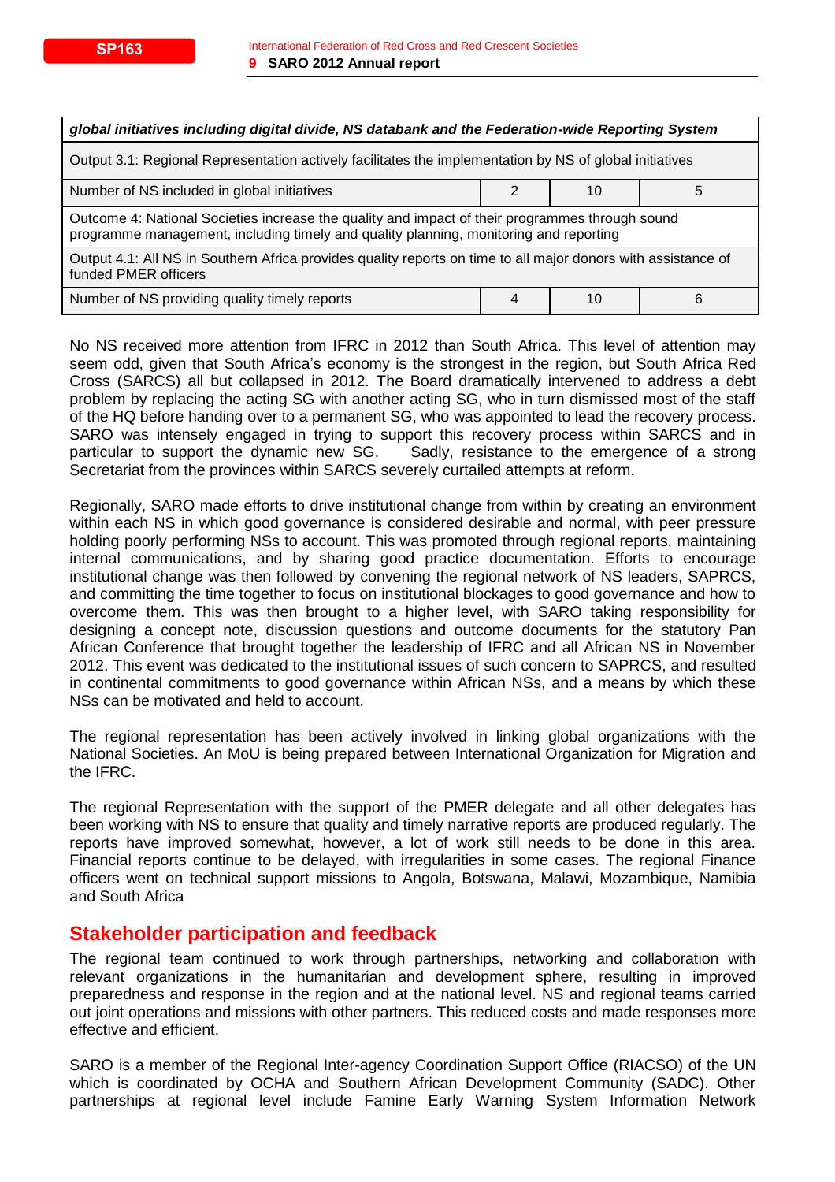| *global initiatives including digital divide, NS databank and the Federation-wide Reporting System* | | | |
|---|---|---|---|
| Output 3.1: Regional Representation actively facilitates the implementation by NS of global initiatives | | | |
| Number of NS included in global initiatives | 2 | 10 | 5 |
| Outcome 4: National Societies increase the quality and impact of their programmes through sound programme management, including timely and quality planning, monitoring and reporting | | | |
| Output 4.1: All NS in Southern Africa provides quality reports on time to all major donors with assistance of funded PMER officers | | | |
| Number of NS providing quality timely reports | 4 | 10 | 6 |

No NS received more attention from IFRC in 2012 than South Africa. This level of attention may seem odd, given that South Africa's economy is the strongest in the region, but South Africa Red Cross (SARCS) all but collapsed in 2012. The Board dramatically intervened to address a debt problem by replacing the acting SG with another acting SG, who in turn dismissed most of the staff of the HQ before handing over to a permanent SG, who was appointed to lead the recovery process. SARO was intensely engaged in trying to support this recovery process within SARCS and in particular to support the dynamic new SG. Sadly, resistance to the emergence of a strong Secretariat from the provinces within SARCS severely curtailed attempts at reform.

Regionally, SARO made efforts to drive institutional change from within by creating an environment within each NS in which good governance is considered desirable and normal, with peer pressure holding poorly performing NSs to account. This was promoted through regional reports, maintaining internal communications, and by sharing good practice documentation. Efforts to encourage institutional change was then followed by convening the regional network of NS leaders, SAPRCS, and committing the time together to focus on institutional blockages to good governance and how to overcome them. This was then brought to a higher level, with SARO taking responsibility for designing a concept note, discussion questions and outcome documents for the statutory Pan African Conference that brought together the leadership of IFRC and all African NS in November 2012. This event was dedicated to the institutional issues of such concern to SAPRCS, and resulted in continental commitments to good governance within African NSs, and a means by which these NSs can be motivated and held to account.

The regional representation has been actively involved in linking global organizations with the National Societies. An MoU is being prepared between International Organization for Migration and the IFRC.

The regional Representation with the support of the PMER delegate and all other delegates has been working with NS to ensure that quality and timely narrative reports are produced regularly. The reports have improved somewhat, however, a lot of work still needs to be done in this area. Financial reports continue to be delayed, with irregularities in some cases. The regional Finance officers went on technical support missions to Angola, Botswana, Malawi, Mozambique, Namibia and South Africa

## Stakeholder participation and feedback

The regional team continued to work through partnerships, networking and collaboration with relevant organizations in the humanitarian and development sphere, resulting in improved preparedness and response in the region and at the national level. NS and regional teams carried out joint operations and missions with other partners. This reduced costs and made responses more effective and efficient.

SARO is a member of the Regional Inter-agency Coordination Support Office (RIACSO) of the UN which is coordinated by OCHA and Southern African Development Community (SADC). Other partnerships at regional level include Famine Early Warning System Information Network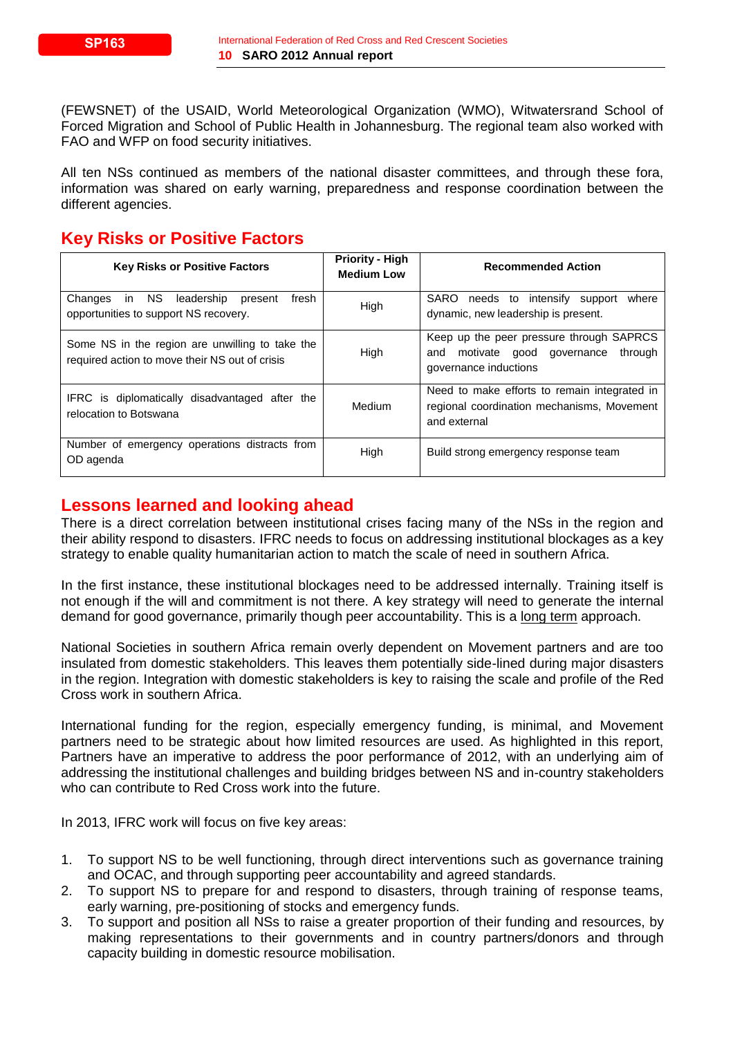(FEWSNET) of the USAID, World Meteorological Organization (WMO), Witwatersrand School of Forced Migration and School of Public Health in Johannesburg. The regional team also worked with FAO and WFP on food security initiatives.

All ten NSs continued as members of the national disaster committees, and through these fora, information was shared on early warning, preparedness and response coordination between the different agencies.

## Key Risks or Positive Factors

| Key Risks or Positive Factors | Priority - High Medium Low | Recommended Action |
|---|---|---|
| Changes in NS leadership present fresh opportunities to support NS recovery. | High | SARO needs to intensify support where dynamic, new leadership is present. |
| Some NS in the region are unwilling to take the required action to move their NS out of crisis | High | Keep up the peer pressure through SAPRCS and motivate good governance through governance inductions |
| IFRC is diplomatically disadvantaged after the relocation to Botswana | Medium | Need to make efforts to remain integrated in regional coordination mechanisms, Movement and external |
| Number of emergency operations distracts from OD agenda | High | Build strong emergency response team |

## Lessons learned and looking ahead

There is a direct correlation between institutional crises facing many of the NSs in the region and their ability respond to disasters. IFRC needs to focus on addressing institutional blockages as a key strategy to enable quality humanitarian action to match the scale of need in southern Africa.

In the first instance, these institutional blockages need to be addressed internally. Training itself is not enough if the will and commitment is not there. A key strategy will need to generate the internal demand for good governance, primarily though peer accountability. This is a long term approach.

National Societies in southern Africa remain overly dependent on Movement partners and are too insulated from domestic stakeholders. This leaves them potentially side-lined during major disasters in the region. Integration with domestic stakeholders is key to raising the scale and profile of the Red Cross work in southern Africa.

International funding for the region, especially emergency funding, is minimal, and Movement partners need to be strategic about how limited resources are used. As highlighted in this report, Partners have an imperative to address the poor performance of 2012, with an underlying aim of addressing the institutional challenges and building bridges between NS and in-country stakeholders who can contribute to Red Cross work into the future.

In 2013, IFRC work will focus on five key areas:

1. To support NS to be well functioning, through direct interventions such as governance training and OCAC, and through supporting peer accountability and agreed standards.
2. To support NS to prepare for and respond to disasters, through training of response teams, early warning, pre-positioning of stocks and emergency funds.
3. To support and position all NSs to raise a greater proportion of their funding and resources, by making representations to their governments and in country partners/donors and through capacity building in domestic resource mobilisation.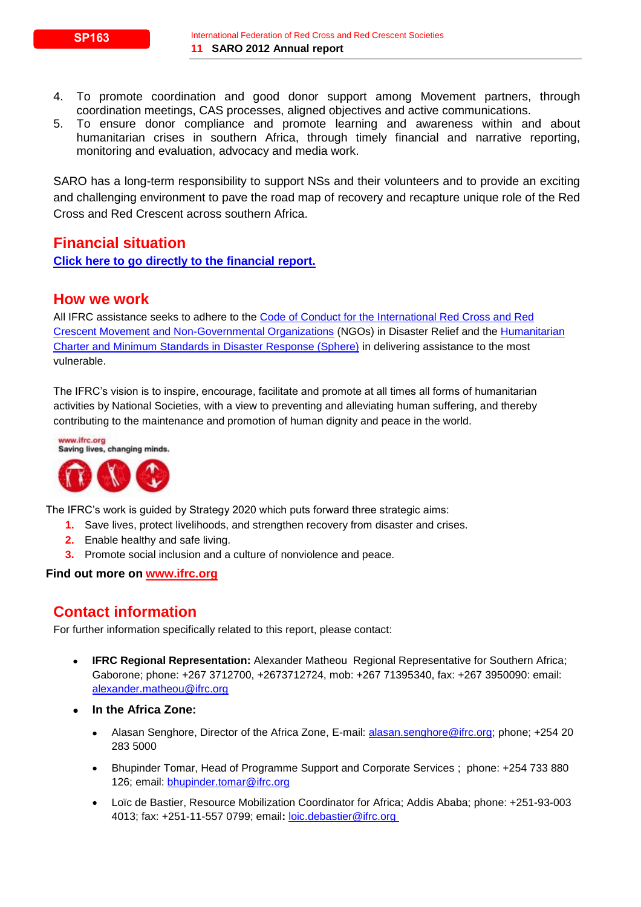4. To promote coordination and good donor support among Movement partners, through coordination meetings, CAS processes, aligned objectives and active communications.
5. To ensure donor compliance and promote learning and awareness within and about humanitarian crises in southern Africa, through timely financial and narrative reporting, monitoring and evaluation, advocacy and media work.

SARO has a long-term responsibility to support NSs and their volunteers and to provide an exciting and challenging environment to pave the road map of recovery and recapture unique role of the Red Cross and Red Crescent across southern Africa.

## Financial situation

**Click here to go directly to the financial report.**

## How we work

All IFRC assistance seeks to adhere to the Code of Conduct for the International Red Cross and Red Crescent Movement and Non-Governmental Organizations (NGOs) in Disaster Relief and the Humanitarian Charter and Minimum Standards in Disaster Response (Sphere) in delivering assistance to the most vulnerable.

The IFRC's vision is to inspire, encourage, facilitate and promote at all times all forms of humanitarian activities by National Societies, with a view to preventing and alleviating human suffering, and thereby contributing to the maintenance and promotion of human dignity and peace in the world.

www.ifrc.org
Saving lives, changing minds.

The IFRC's work is guided by Strategy 2020 which puts forward three strategic aims:

1. Save lives, protect livelihoods, and strengthen recovery from disaster and crises.
2. Enable healthy and safe living.
3. Promote social inclusion and a culture of nonviolence and peace.

**Find out more on www.ifrc.org**

## Contact information

For further information specifically related to this report, please contact:

- **IFRC Regional Representation:** Alexander Matheou Regional Representative for Southern Africa; Gaborone; phone: +267 3712700, +2673712724, mob: +267 71395340, fax: +267 3950090: email: alexander.matheou@ifrc.org
- **In the Africa Zone:**
  - Alasan Senghore, Director of the Africa Zone, E-mail: alasan.senghore@ifrc.org; phone; +254 20 283 5000
  - Bhupinder Tomar, Head of Programme Support and Corporate Services ; phone: +254 733 880 126; email: bhupinder.tomar@ifrc.org
  - Loïc de Bastier, Resource Mobilization Coordinator for Africa; Addis Ababa; phone: +251-93-003 4013; fax: +251-11-557 0799; email: loic.debastier@ifrc.org